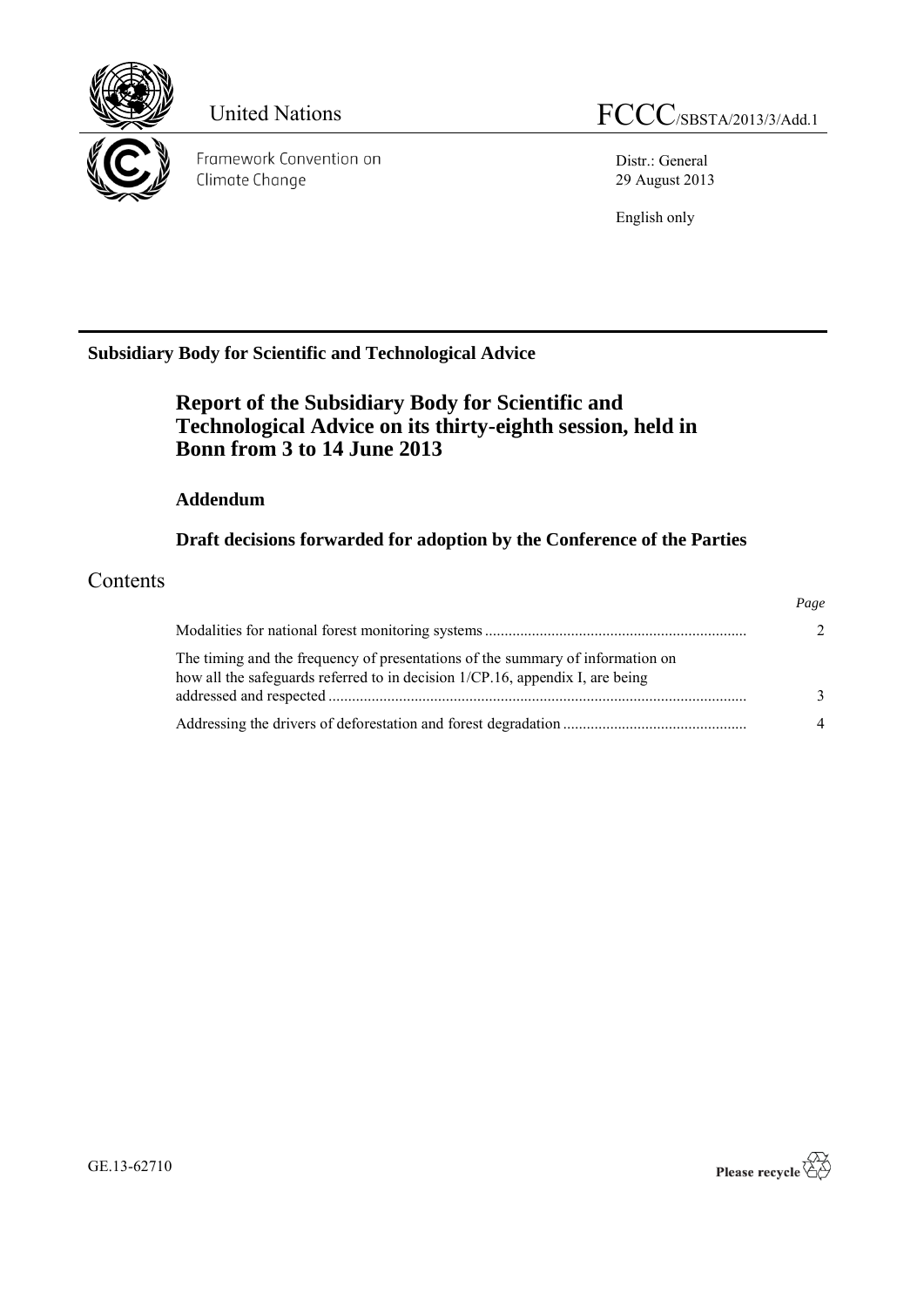United Nations

FCCC/SBSTA/2013/3/Add.1

Framework Convention on Climate Change

Distr.: General
29 August 2013

English only

**Subsidiary Body for Scientific and Technological Advice**

# Report of the Subsidiary Body for Scientific and Technological Advice on its thirty-eighth session, held in Bonn from 3 to 14 June 2013

## Addendum

## Draft decisions forwarded for adoption by the Conference of the Parties

# Contents

| | *Page* |
|---|---|
| Modalities for national forest monitoring systems | 2 |
| The timing and the frequency of presentations of the summary of information on how all the safeguards referred to in decision 1/CP.16, appendix I, are being addressed and respected | 3 |
| Addressing the drivers of deforestation and forest degradation | 4 |

GE.13-62710

Please recycle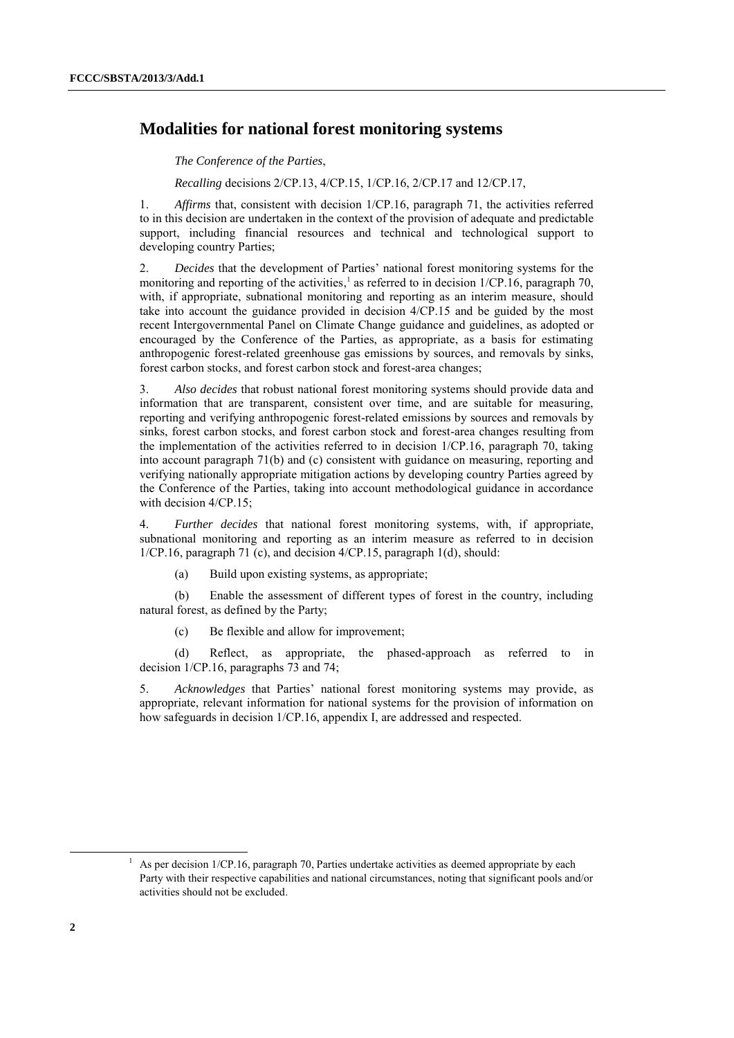## Modalities for national forest monitoring systems

*The Conference of the Parties*,

*Recalling* decisions 2/CP.13, 4/CP.15, 1/CP.16, 2/CP.17 and 12/CP.17,

1. *Affirms* that, consistent with decision 1/CP.16, paragraph 71, the activities referred to in this decision are undertaken in the context of the provision of adequate and predictable support, including financial resources and technical and technological support to developing country Parties;

2. *Decides* that the development of Parties' national forest monitoring systems for the monitoring and reporting of the activities,[1] as referred to in decision 1/CP.16, paragraph 70, with, if appropriate, subnational monitoring and reporting as an interim measure, should take into account the guidance provided in decision 4/CP.15 and be guided by the most recent Intergovernmental Panel on Climate Change guidance and guidelines, as adopted or encouraged by the Conference of the Parties, as appropriate, as a basis for estimating anthropogenic forest-related greenhouse gas emissions by sources, and removals by sinks, forest carbon stocks, and forest carbon stock and forest-area changes;

3. *Also decides* that robust national forest monitoring systems should provide data and information that are transparent, consistent over time, and are suitable for measuring, reporting and verifying anthropogenic forest-related emissions by sources and removals by sinks, forest carbon stocks, and forest carbon stock and forest-area changes resulting from the implementation of the activities referred to in decision 1/CP.16, paragraph 70, taking into account paragraph 71(b) and (c) consistent with guidance on measuring, reporting and verifying nationally appropriate mitigation actions by developing country Parties agreed by the Conference of the Parties, taking into account methodological guidance in accordance with decision 4/CP.15;

4. *Further decides* that national forest monitoring systems, with, if appropriate, subnational monitoring and reporting as an interim measure as referred to in decision 1/CP.16, paragraph 71 (c), and decision 4/CP.15, paragraph 1(d), should:

(a) Build upon existing systems, as appropriate;

(b) Enable the assessment of different types of forest in the country, including natural forest, as defined by the Party;

(c) Be flexible and allow for improvement;

(d) Reflect, as appropriate, the phased-approach as referred to in decision 1/CP.16, paragraphs 73 and 74;

5. *Acknowledges* that Parties' national forest monitoring systems may provide, as appropriate, relevant information for national systems for the provision of information on how safeguards in decision 1/CP.16, appendix I, are addressed and respected.

---

[1] As per decision 1/CP.16, paragraph 70, Parties undertake activities as deemed appropriate by each Party with their respective capabilities and national circumstances, noting that significant pools and/or activities should not be excluded.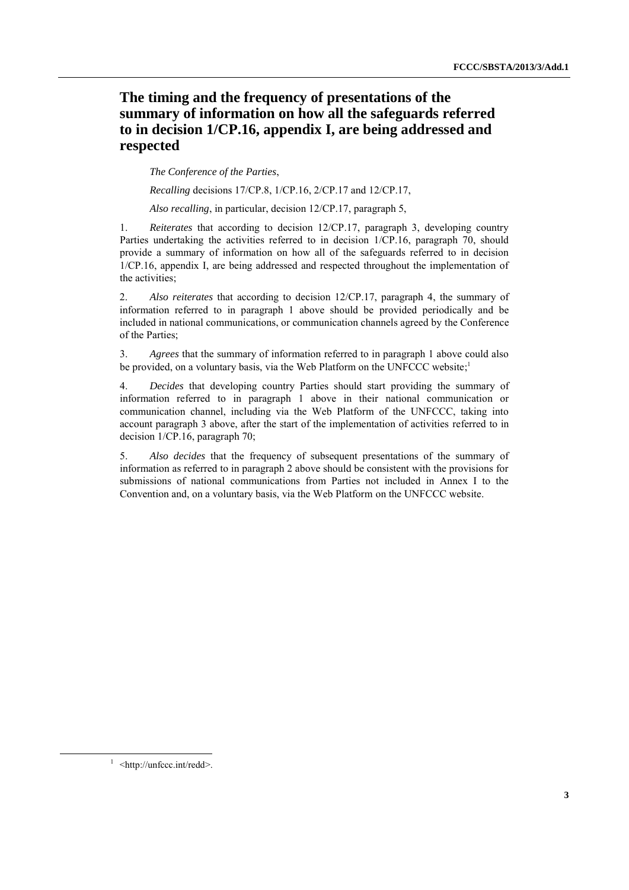# The timing and the frequency of presentations of the summary of information on how all the safeguards referred to in decision 1/CP.16, appendix I, are being addressed and respected

*The Conference of the Parties*,

*Recalling* decisions 17/CP.8, 1/CP.16, 2/CP.17 and 12/CP.17,

*Also recalling*, in particular, decision 12/CP.17, paragraph 5,

1. *Reiterates* that according to decision 12/CP.17, paragraph 3, developing country Parties undertaking the activities referred to in decision 1/CP.16, paragraph 70, should provide a summary of information on how all of the safeguards referred to in decision 1/CP.16, appendix I, are being addressed and respected throughout the implementation of the activities;

2. *Also reiterates* that according to decision 12/CP.17, paragraph 4, the summary of information referred to in paragraph 1 above should be provided periodically and be included in national communications, or communication channels agreed by the Conference of the Parties;

3. *Agrees* that the summary of information referred to in paragraph 1 above could also be provided, on a voluntary basis, via the Web Platform on the UNFCCC website;[1]

4. *Decides* that developing country Parties should start providing the summary of information referred to in paragraph 1 above in their national communication or communication channel, including via the Web Platform of the UNFCCC, taking into account paragraph 3 above, after the start of the implementation of activities referred to in decision 1/CP.16, paragraph 70;

5. *Also decides* that the frequency of subsequent presentations of the summary of information as referred to in paragraph 2 above should be consistent with the provisions for submissions of national communications from Parties not included in Annex I to the Convention and, on a voluntary basis, via the Web Platform on the UNFCCC website.

[1] <http://unfccc.int/redd>.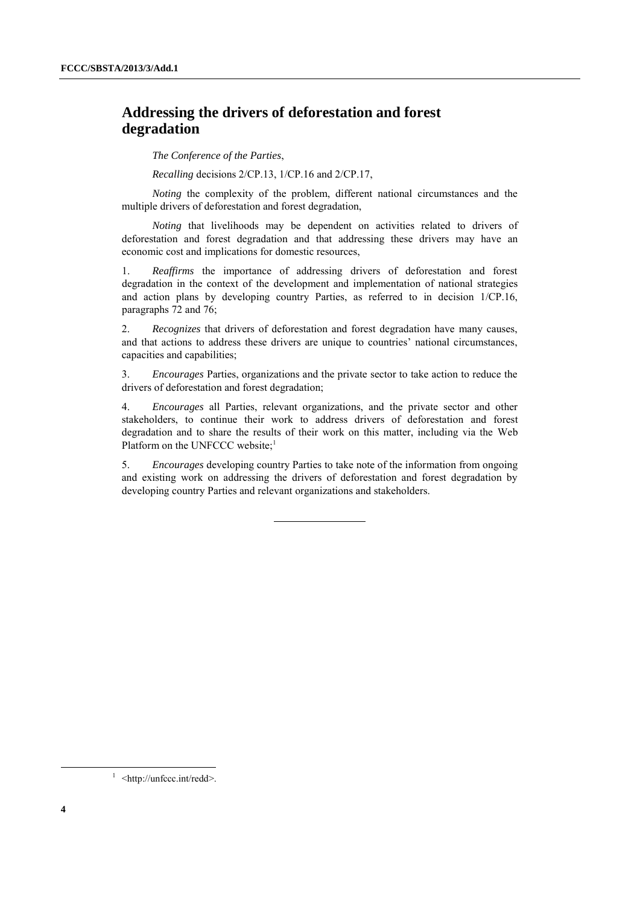# Addressing the drivers of deforestation and forest degradation

*The Conference of the Parties*,

*Recalling* decisions 2/CP.13, 1/CP.16 and 2/CP.17,

*Noting* the complexity of the problem, different national circumstances and the multiple drivers of deforestation and forest degradation,

*Noting* that livelihoods may be dependent on activities related to drivers of deforestation and forest degradation and that addressing these drivers may have an economic cost and implications for domestic resources,

1. *Reaffirms* the importance of addressing drivers of deforestation and forest degradation in the context of the development and implementation of national strategies and action plans by developing country Parties, as referred to in decision 1/CP.16, paragraphs 72 and 76;

2. *Recognizes* that drivers of deforestation and forest degradation have many causes, and that actions to address these drivers are unique to countries' national circumstances, capacities and capabilities;

3. *Encourages* Parties, organizations and the private sector to take action to reduce the drivers of deforestation and forest degradation;

4. *Encourages* all Parties, relevant organizations, and the private sector and other stakeholders, to continue their work to address drivers of deforestation and forest degradation and to share the results of their work on this matter, including via the Web Platform on the UNFCCC website;[1]

5. *Encourages* developing country Parties to take note of the information from ongoing and existing work on addressing the drivers of deforestation and forest degradation by developing country Parties and relevant organizations and stakeholders.

---

[1] <http://unfccc.int/redd>.